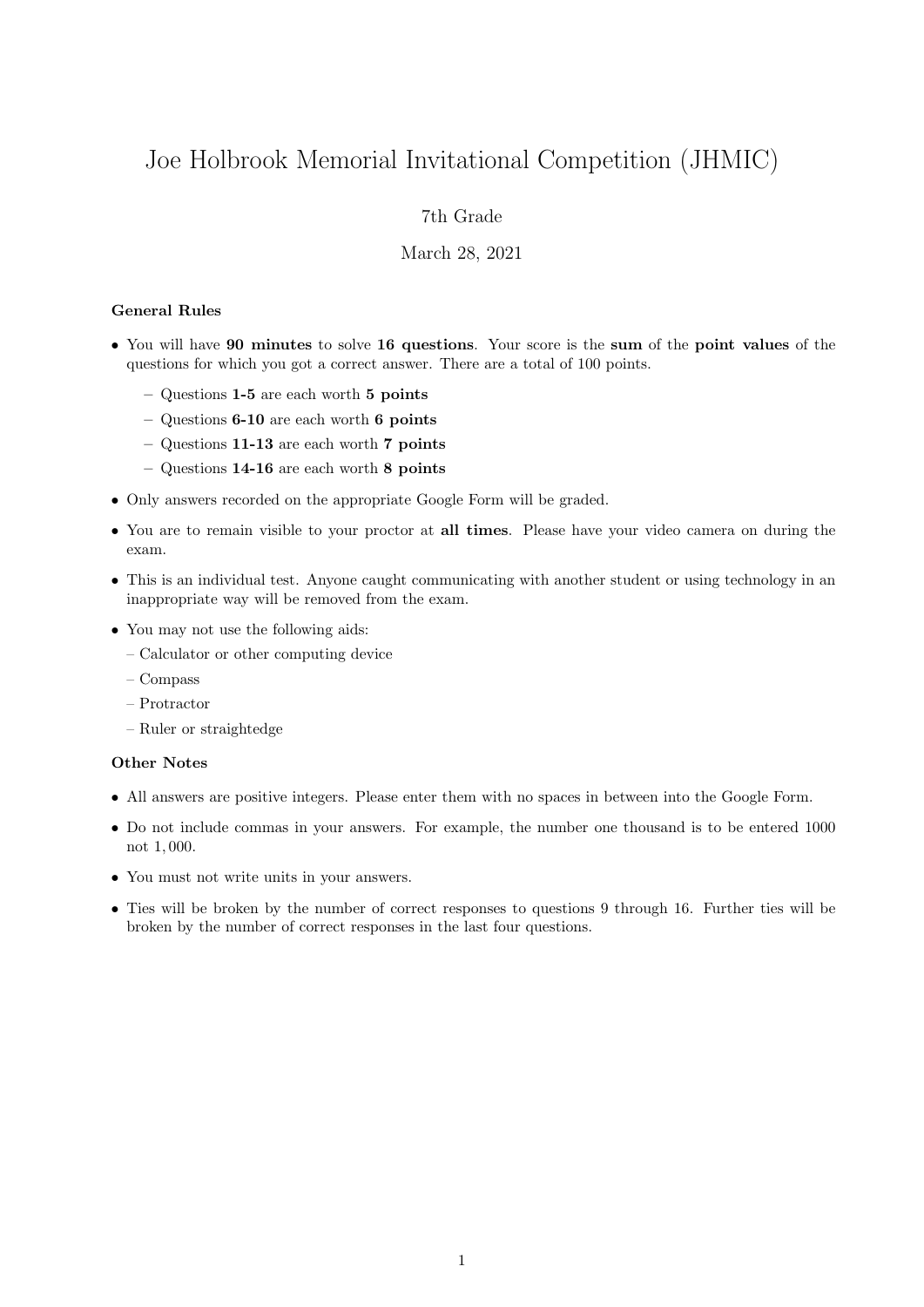# Joe Holbrook Memorial Invitational Competition (JHMIC)

7th Grade

March 28, 2021

### General Rules

- You will have **90 minutes** to solve **16 questions**. Your score is the **sum** of the **point values** of the questions for which you got a correct answer. There are a total of 100 points.
  - Questions **1-5** are each worth **5 points**
  - Questions **6-10** are each worth **6 points**
  - Questions **11-13** are each worth **7 points**
  - Questions **14-16** are each worth **8 points**
- Only answers recorded on the appropriate Google Form will be graded.
- You are to remain visible to your proctor at **all times**. Please have your video camera on during the exam.
- This is an individual test. Anyone caught communicating with another student or using technology in an inappropriate way will be removed from the exam.
- You may not use the following aids:
  - Calculator or other computing device
  - Compass
  - Protractor
  - Ruler or straightedge

### Other Notes

- All answers are positive integers. Please enter them with no spaces in between into the Google Form.
- Do not include commas in your answers. For example, the number one thousand is to be entered 1000 not $1,000$.
- You must not write units in your answers.
- Ties will be broken by the number of correct responses to questions 9 through 16. Further ties will be broken by the number of correct responses in the last four questions.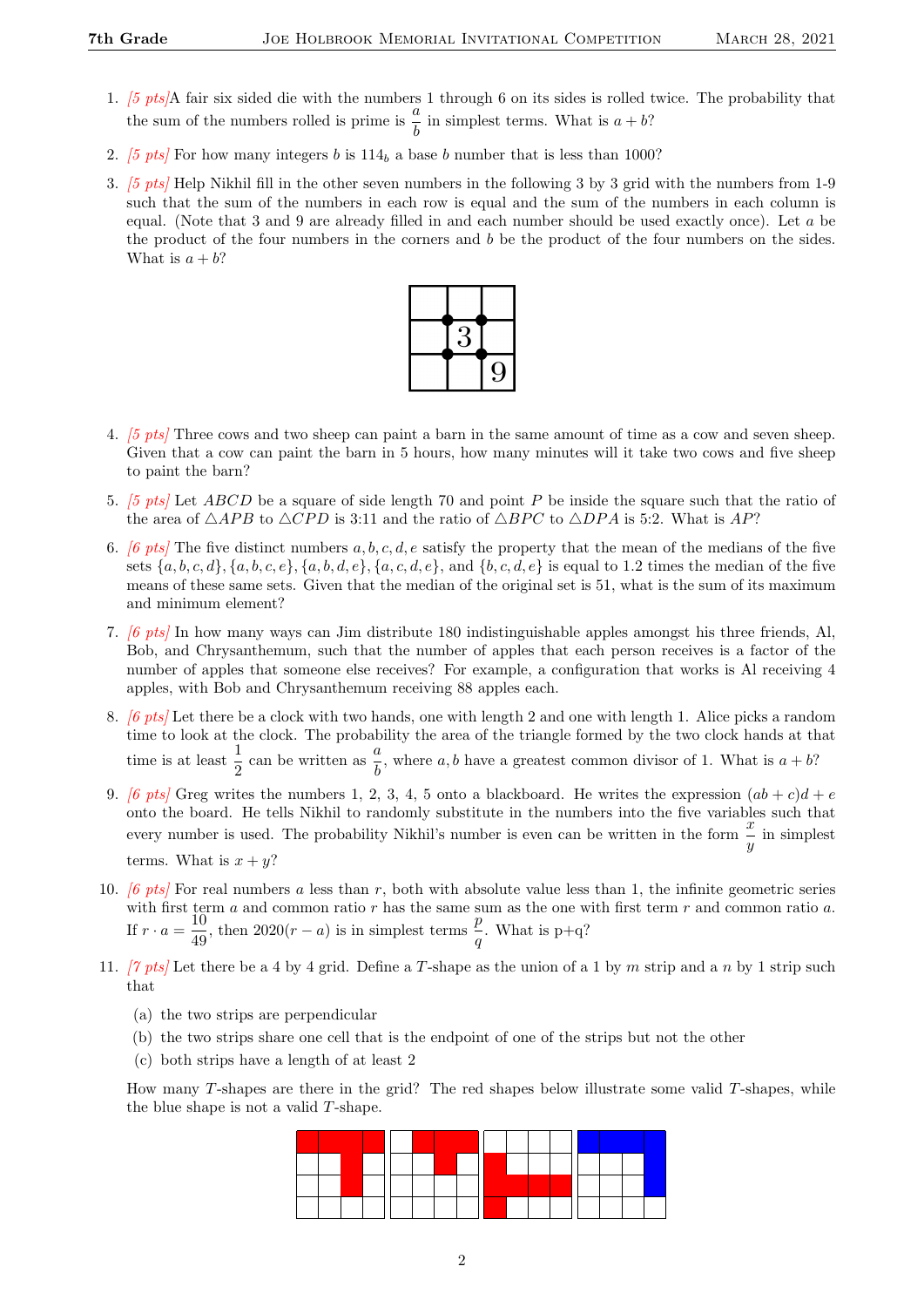1. *[5 pts]*A fair six sided die with the numbers 1 through 6 on its sides is rolled twice. The probability that the sum of the numbers rolled is prime is $\frac{a}{b}$ in simplest terms. What is $a + b$?

2. *[5 pts]* For how many integers $b$ is $114_b$ a base $b$ number that is less than 1000?

3. *[5 pts]* Help Nikhil fill in the other seven numbers in the following 3 by 3 grid with the numbers from 1-9 such that the sum of the numbers in each row is equal and the sum of the numbers in each column is equal. (Note that 3 and 9 are already filled in and each number should be used exactly once). Let $a$ be the product of the four numbers in the corners and $b$ be the product of the four numbers on the sides. What is $a + b$?

4. *[5 pts]* Three cows and two sheep can paint a barn in the same amount of time as a cow and seven sheep. Given that a cow can paint the barn in 5 hours, how many minutes will it take two cows and five sheep to paint the barn?

5. *[5 pts]* Let $ABCD$ be a square of side length 70 and point $P$ be inside the square such that the ratio of the area of $\triangle APB$ to $\triangle CPD$ is 3:11 and the ratio of $\triangle BPC$ to $\triangle DPA$ is 5:2. What is $AP$?

6. *[6 pts]* The five distinct numbers $a, b, c, d, e$ satisfy the property that the mean of the medians of the five sets $\{a, b, c, d\}, \{a, b, c, e\}, \{a, b, d, e\}, \{a, c, d, e\}$, and $\{b, c, d, e\}$ is equal to 1.2 times the median of the five means of these same sets. Given that the median of the original set is 51, what is the sum of its maximum and minimum element?

7. *[6 pts]* In how many ways can Jim distribute 180 indistinguishable apples amongst his three friends, Al, Bob, and Chrysanthemum, such that the number of apples that each person receives is a factor of the number of apples that someone else receives? For example, a configuration that works is Al receiving 4 apples, with Bob and Chrysanthemum receiving 88 apples each.

8. *[6 pts]* Let there be a clock with two hands, one with length 2 and one with length 1. Alice picks a random time to look at the clock. The probability the area of the triangle formed by the two clock hands at that time is at least $\frac{1}{2}$ can be written as $\frac{a}{b}$, where $a, b$ have a greatest common divisor of 1. What is $a + b$?

9. *[6 pts]* Greg writes the numbers 1, 2, 3, 4, 5 onto a blackboard. He writes the expression $(ab + c)d + e$ onto the board. He tells Nikhil to randomly substitute in the numbers into the five variables such that every number is used. The probability Nikhil's number is even can be written in the form $\frac{x}{y}$ in simplest terms. What is $x + y$?

10. *[6 pts]* For real numbers $a$ less than $r$, both with absolute value less than 1, the infinite geometric series with first term $a$ and common ratio $r$ has the same sum as the one with first term $r$ and common ratio $a$. If $r \cdot a = \frac{10}{49}$, then $2020(r - a)$ is in simplest terms $\frac{p}{q}$. What is p+q?

11. *[7 pts]* Let there be a 4 by 4 grid. Define a $T$-shape as the union of a 1 by $m$ strip and a $n$ by 1 strip such that

    (a) the two strips are perpendicular

    (b) the two strips share one cell that is the endpoint of one of the strips but not the other

    (c) both strips have a length of at least 2

    How many $T$-shapes are there in the grid? The red shapes below illustrate some valid $T$-shapes, while the blue shape is not a valid $T$-shape.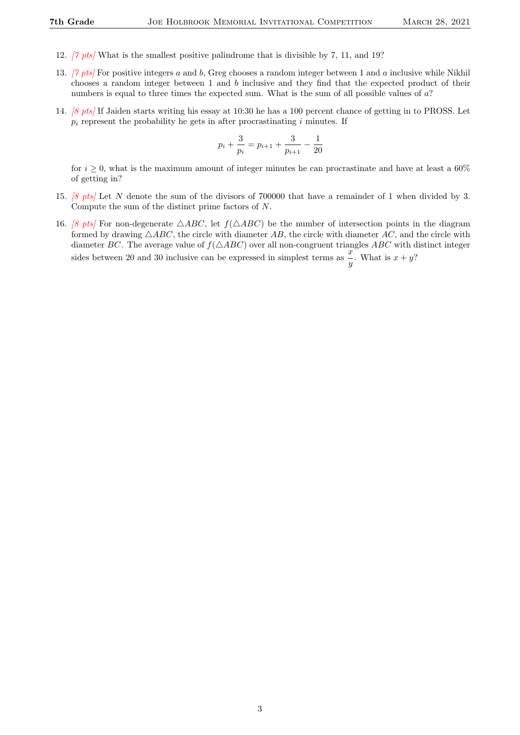12. *[7 pts]* What is the smallest positive palindrome that is divisible by 7, 11, and 19?

13. *[7 pts]* For positive integers $a$ and $b$, Greg chooses a random integer between 1 and $a$ inclusive while Nikhil chooses a random integer between 1 and $b$ inclusive and they find that the expected product of their numbers is equal to three times the expected sum. What is the sum of all possible values of $a$?

14. *[8 pts]* If Jaiden starts writing his essay at 10:30 he has a 100 percent chance of getting in to PROSS. Let $p_i$ represent the probability he gets in after procrastinating $i$ minutes. If

$$p_i + \frac{3}{p_i} = p_{i+1} + \frac{3}{p_{i+1}} - \frac{1}{20}$$

for $i \geq 0$, what is the maximum amount of integer minutes he can procrastinate and have at least a 60% of getting in?

15. *[8 pts]* Let $N$ denote the sum of the divisors of 700000 that have a remainder of 1 when divided by 3. Compute the sum of the distinct prime factors of $N$.

16. *[8 pts]* For non-degenerate $\triangle ABC$, let $f(\triangle ABC)$ be the number of intersection points in the diagram formed by drawing $\triangle ABC$, the circle with diameter $AB$, the circle with diameter $AC$, and the circle with diameter $BC$. The average value of $f(\triangle ABC)$ over all non-congruent triangles $ABC$ with distinct integer sides between 20 and 30 inclusive can be expressed in simplest terms as $\frac{x}{y}$. What is $x + y$?